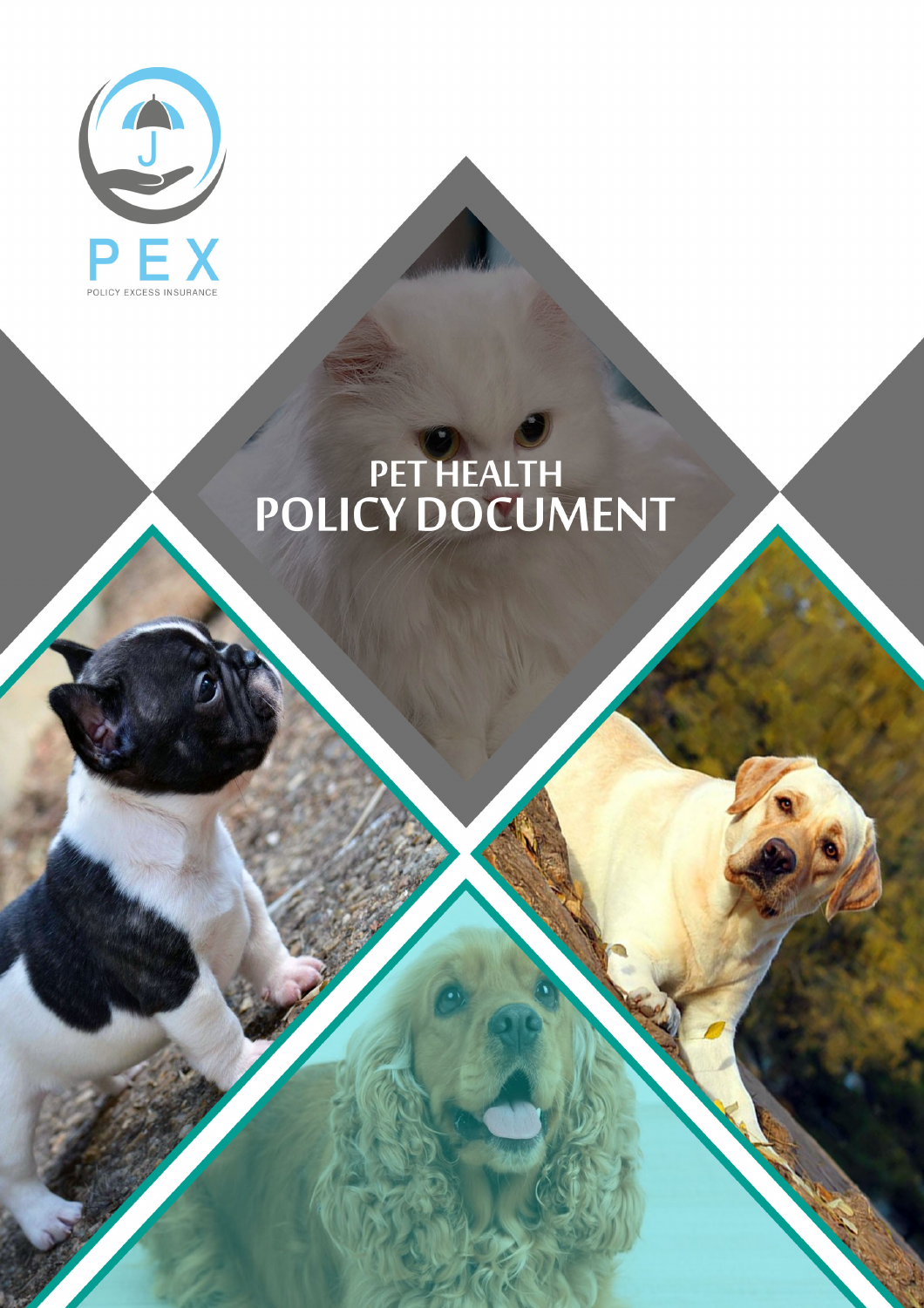PEX

POLICY EXCESS INSURANCE

# PET HEALTH POLICY DOCUMENT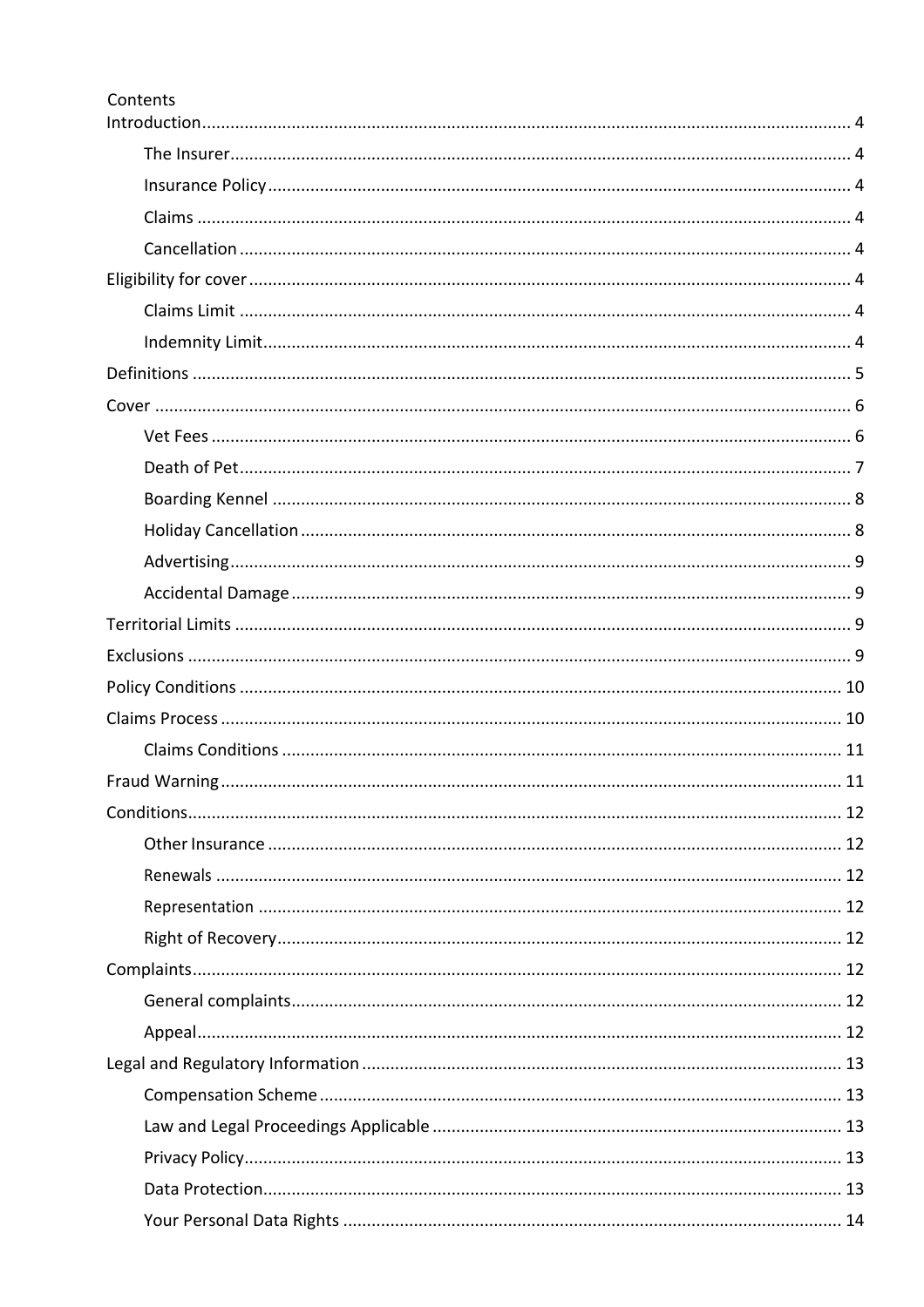Contents

- Introduction ..... 4
  - The Insurer ..... 4
  - Insurance Policy ..... 4
  - Claims ..... 4
  - Cancellation ..... 4
- Eligibility for cover ..... 4
  - Claims Limit ..... 4
  - Indemnity Limit ..... 4
- Definitions ..... 5
- Cover ..... 6
  - Vet Fees ..... 6
  - Death of Pet ..... 7
  - Boarding Kennel ..... 8
  - Holiday Cancellation ..... 8
  - Advertising ..... 9
  - Accidental Damage ..... 9
- Territorial Limits ..... 9
- Exclusions ..... 9
- Policy Conditions ..... 10
- Claims Process ..... 10
  - Claims Conditions ..... 11
- Fraud Warning ..... 11
- Conditions ..... 12
  - Other Insurance ..... 12
  - Renewals ..... 12
  - Representation ..... 12
  - Right of Recovery ..... 12
- Complaints ..... 12
  - General complaints ..... 12
  - Appeal ..... 12
- Legal and Regulatory Information ..... 13
  - Compensation Scheme ..... 13
  - Law and Legal Proceedings Applicable ..... 13
  - Privacy Policy ..... 13
  - Data Protection ..... 13
  - Your Personal Data Rights ..... 14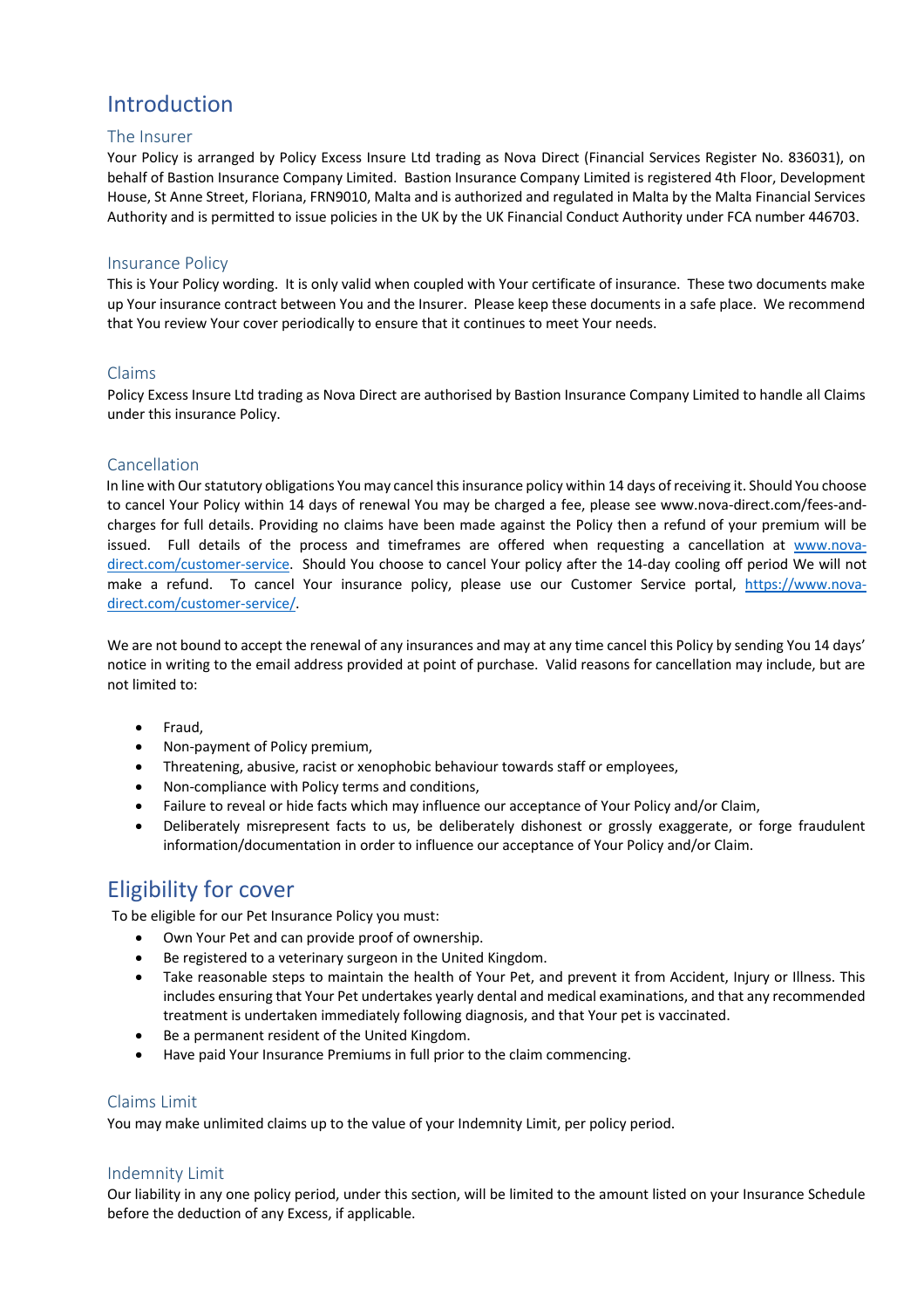# Introduction

## The Insurer

Your Policy is arranged by Policy Excess Insure Ltd trading as Nova Direct (Financial Services Register No. 836031), on behalf of Bastion Insurance Company Limited. Bastion Insurance Company Limited is registered 4th Floor, Development House, St Anne Street, Floriana, FRN9010, Malta and is authorized and regulated in Malta by the Malta Financial Services Authority and is permitted to issue policies in the UK by the UK Financial Conduct Authority under FCA number 446703.

## Insurance Policy

This is Your Policy wording. It is only valid when coupled with Your certificate of insurance. These two documents make up Your insurance contract between You and the Insurer. Please keep these documents in a safe place. We recommend that You review Your cover periodically to ensure that it continues to meet Your needs.

## Claims

Policy Excess Insure Ltd trading as Nova Direct are authorised by Bastion Insurance Company Limited to handle all Claims under this insurance Policy.

## Cancellation

In line with Our statutory obligations You may cancel this insurance policy within 14 days of receiving it. Should You choose to cancel Your Policy within 14 days of renewal You may be charged a fee, please see www.nova-direct.com/fees-and-charges for full details. Providing no claims have been made against the Policy then a refund of your premium will be issued. Full details of the process and timeframes are offered when requesting a cancellation at [www.nova-direct.com/customer-service](www.nova-direct.com/customer-service). Should You choose to cancel Your policy after the 14-day cooling off period We will not make a refund. To cancel Your insurance policy, please use our Customer Service portal, [https://www.nova-direct.com/customer-service/](https://www.nova-direct.com/customer-service/).

We are not bound to accept the renewal of any insurances and may at any time cancel this Policy by sending You 14 days' notice in writing to the email address provided at point of purchase. Valid reasons for cancellation may include, but are not limited to:

- Fraud,
- Non-payment of Policy premium,
- Threatening, abusive, racist or xenophobic behaviour towards staff or employees,
- Non-compliance with Policy terms and conditions,
- Failure to reveal or hide facts which may influence our acceptance of Your Policy and/or Claim,
- Deliberately misrepresent facts to us, be deliberately dishonest or grossly exaggerate, or forge fraudulent information/documentation in order to influence our acceptance of Your Policy and/or Claim.

# Eligibility for cover

To be eligible for our Pet Insurance Policy you must:

- Own Your Pet and can provide proof of ownership.
- Be registered to a veterinary surgeon in the United Kingdom.
- Take reasonable steps to maintain the health of Your Pet, and prevent it from Accident, Injury or Illness. This includes ensuring that Your Pet undertakes yearly dental and medical examinations, and that any recommended treatment is undertaken immediately following diagnosis, and that Your pet is vaccinated.
- Be a permanent resident of the United Kingdom.
- Have paid Your Insurance Premiums in full prior to the claim commencing.

## Claims Limit

You may make unlimited claims up to the value of your Indemnity Limit, per policy period.

## Indemnity Limit

Our liability in any one policy period, under this section, will be limited to the amount listed on your Insurance Schedule before the deduction of any Excess, if applicable.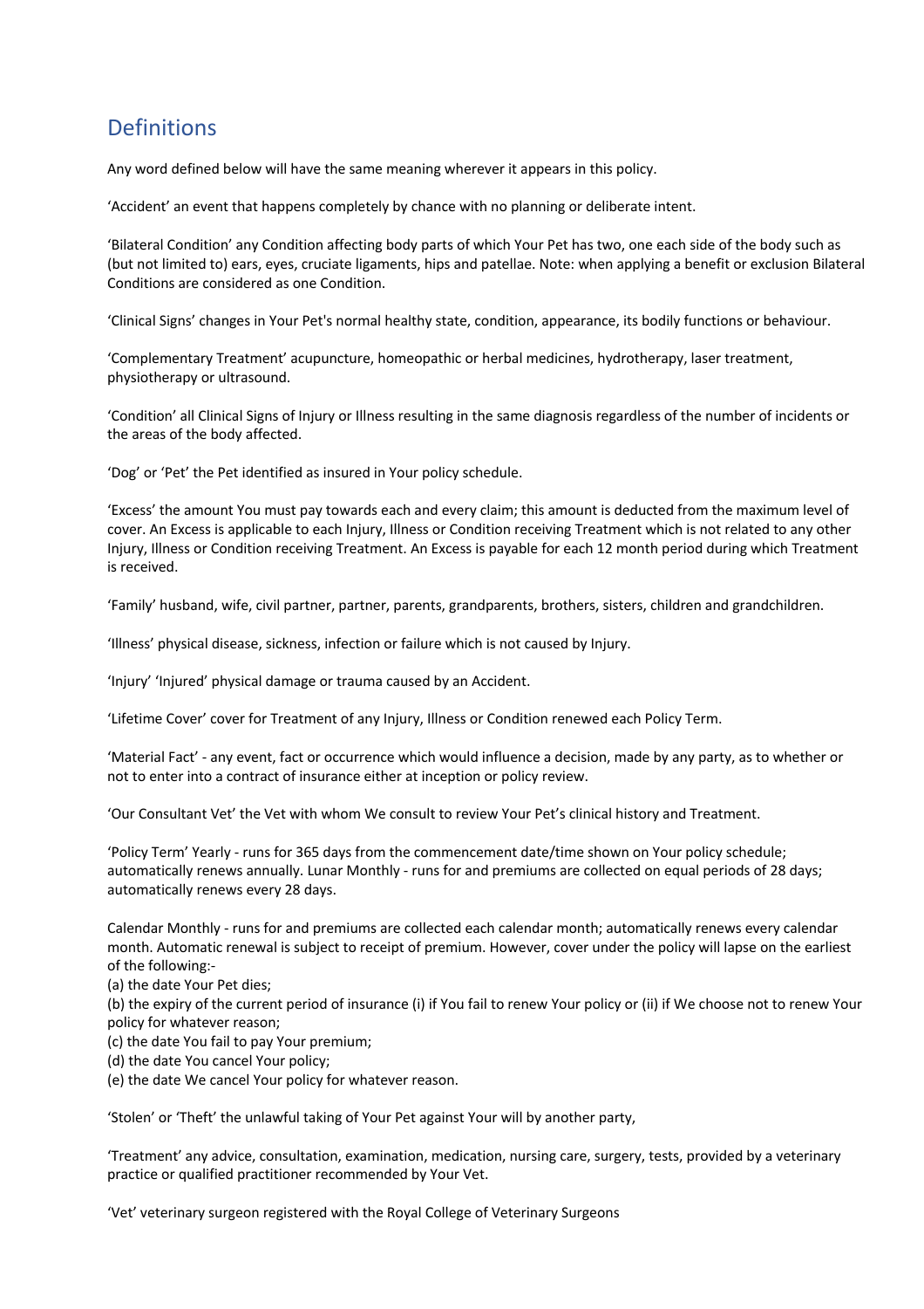## Definitions

Any word defined below will have the same meaning wherever it appears in this policy.

'Accident' an event that happens completely by chance with no planning or deliberate intent.

'Bilateral Condition' any Condition affecting body parts of which Your Pet has two, one each side of the body such as (but not limited to) ears, eyes, cruciate ligaments, hips and patellae. Note: when applying a benefit or exclusion Bilateral Conditions are considered as one Condition.

'Clinical Signs' changes in Your Pet's normal healthy state, condition, appearance, its bodily functions or behaviour.

'Complementary Treatment' acupuncture, homeopathic or herbal medicines, hydrotherapy, laser treatment, physiotherapy or ultrasound.

'Condition' all Clinical Signs of Injury or Illness resulting in the same diagnosis regardless of the number of incidents or the areas of the body affected.

'Dog' or 'Pet' the Pet identified as insured in Your policy schedule.

'Excess' the amount You must pay towards each and every claim; this amount is deducted from the maximum level of cover. An Excess is applicable to each Injury, Illness or Condition receiving Treatment which is not related to any other Injury, Illness or Condition receiving Treatment. An Excess is payable for each 12 month period during which Treatment is received.

'Family' husband, wife, civil partner, partner, parents, grandparents, brothers, sisters, children and grandchildren.

'Illness' physical disease, sickness, infection or failure which is not caused by Injury.

'Injury' 'Injured' physical damage or trauma caused by an Accident.

'Lifetime Cover' cover for Treatment of any Injury, Illness or Condition renewed each Policy Term.

'Material Fact' - any event, fact or occurrence which would influence a decision, made by any party, as to whether or not to enter into a contract of insurance either at inception or policy review.

'Our Consultant Vet' the Vet with whom We consult to review Your Pet's clinical history and Treatment.

'Policy Term' Yearly - runs for 365 days from the commencement date/time shown on Your policy schedule; automatically renews annually. Lunar Monthly - runs for and premiums are collected on equal periods of 28 days; automatically renews every 28 days.

Calendar Monthly - runs for and premiums are collected each calendar month; automatically renews every calendar month. Automatic renewal is subject to receipt of premium. However, cover under the policy will lapse on the earliest of the following:-

(a) the date Your Pet dies;

(b) the expiry of the current period of insurance (i) if You fail to renew Your policy or (ii) if We choose not to renew Your policy for whatever reason;

(c) the date You fail to pay Your premium;

(d) the date You cancel Your policy;

(e) the date We cancel Your policy for whatever reason.

'Stolen' or 'Theft' the unlawful taking of Your Pet against Your will by another party,

'Treatment' any advice, consultation, examination, medication, nursing care, surgery, tests, provided by a veterinary practice or qualified practitioner recommended by Your Vet.

'Vet' veterinary surgeon registered with the Royal College of Veterinary Surgeons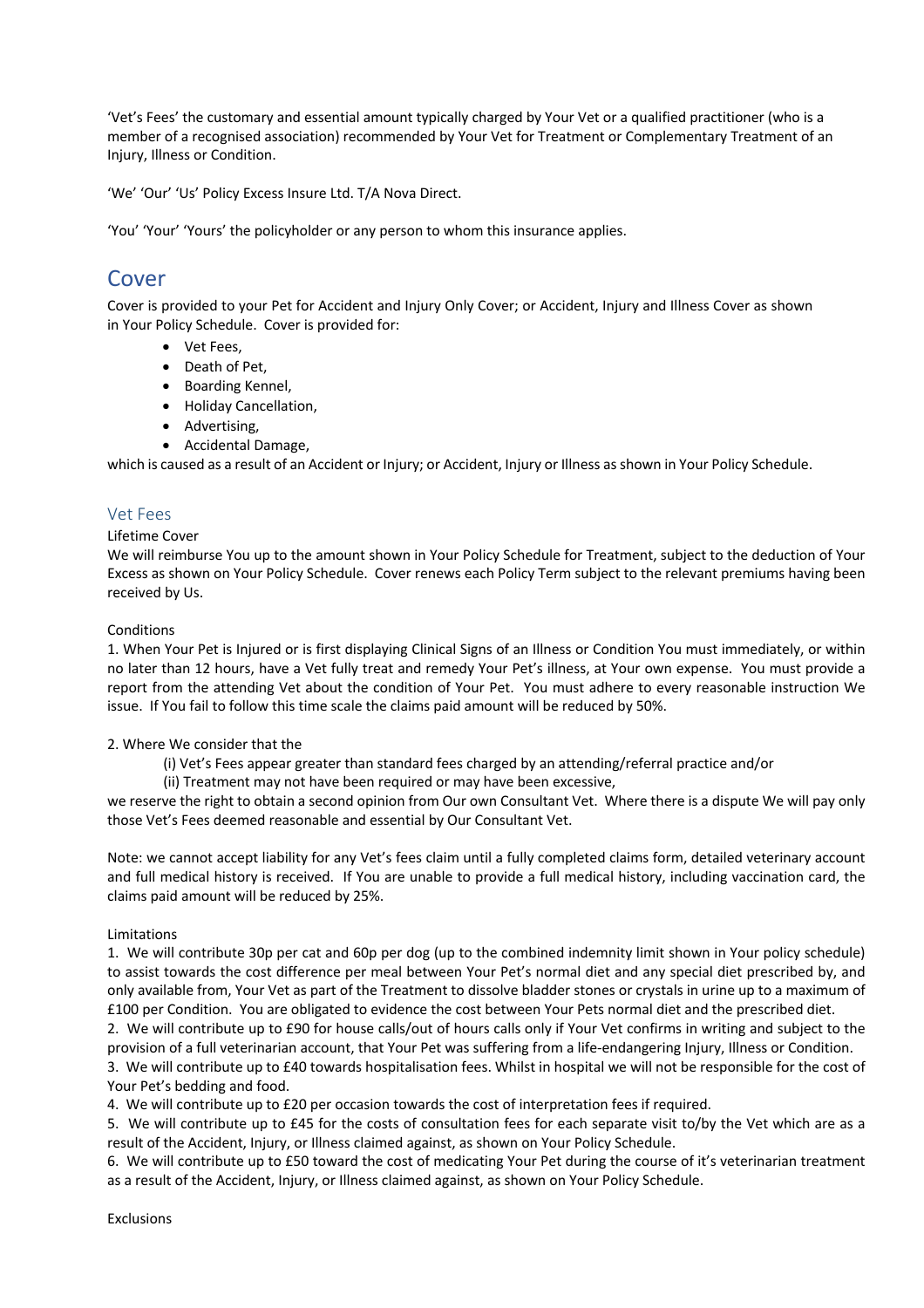'Vet's Fees' the customary and essential amount typically charged by Your Vet or a qualified practitioner (who is a member of a recognised association) recommended by Your Vet for Treatment or Complementary Treatment of an Injury, Illness or Condition.

'We' 'Our' 'Us' Policy Excess Insure Ltd. T/A Nova Direct.

'You' 'Your' 'Yours' the policyholder or any person to whom this insurance applies.

# Cover

Cover is provided to your Pet for Accident and Injury Only Cover; or Accident, Injury and Illness Cover as shown in Your Policy Schedule. Cover is provided for:

- Vet Fees,
- Death of Pet,
- Boarding Kennel,
- Holiday Cancellation,
- Advertising,
- Accidental Damage,

which is caused as a result of an Accident or Injury; or Accident, Injury or Illness as shown in Your Policy Schedule.

## Vet Fees

Lifetime Cover

We will reimburse You up to the amount shown in Your Policy Schedule for Treatment, subject to the deduction of Your Excess as shown on Your Policy Schedule. Cover renews each Policy Term subject to the relevant premiums having been received by Us.

Conditions

1. When Your Pet is Injured or is first displaying Clinical Signs of an Illness or Condition You must immediately, or within no later than 12 hours, have a Vet fully treat and remedy Your Pet's illness, at Your own expense. You must provide a report from the attending Vet about the condition of Your Pet. You must adhere to every reasonable instruction We issue. If You fail to follow this time scale the claims paid amount will be reduced by 50%.

2. Where We consider that the

   (i) Vet's Fees appear greater than standard fees charged by an attending/referral practice and/or

   (ii) Treatment may not have been required or may have been excessive,

we reserve the right to obtain a second opinion from Our own Consultant Vet. Where there is a dispute We will pay only those Vet's Fees deemed reasonable and essential by Our Consultant Vet.

Note: we cannot accept liability for any Vet's fees claim until a fully completed claims form, detailed veterinary account and full medical history is received. If You are unable to provide a full medical history, including vaccination card, the claims paid amount will be reduced by 25%.

Limitations

1. We will contribute 30p per cat and 60p per dog (up to the combined indemnity limit shown in Your policy schedule) to assist towards the cost difference per meal between Your Pet's normal diet and any special diet prescribed by, and only available from, Your Vet as part of the Treatment to dissolve bladder stones or crystals in urine up to a maximum of £100 per Condition. You are obligated to evidence the cost between Your Pets normal diet and the prescribed diet.
2. We will contribute up to £90 for house calls/out of hours calls only if Your Vet confirms in writing and subject to the provision of a full veterinarian account, that Your Pet was suffering from a life-endangering Injury, Illness or Condition.
3. We will contribute up to £40 towards hospitalisation fees. Whilst in hospital we will not be responsible for the cost of Your Pet's bedding and food.
4. We will contribute up to £20 per occasion towards the cost of interpretation fees if required.
5. We will contribute up to £45 for the costs of consultation fees for each separate visit to/by the Vet which are as a result of the Accident, Injury, or Illness claimed against, as shown on Your Policy Schedule.
6. We will contribute up to £50 toward the cost of medicating Your Pet during the course of it's veterinarian treatment as a result of the Accident, Injury, or Illness claimed against, as shown on Your Policy Schedule.

Exclusions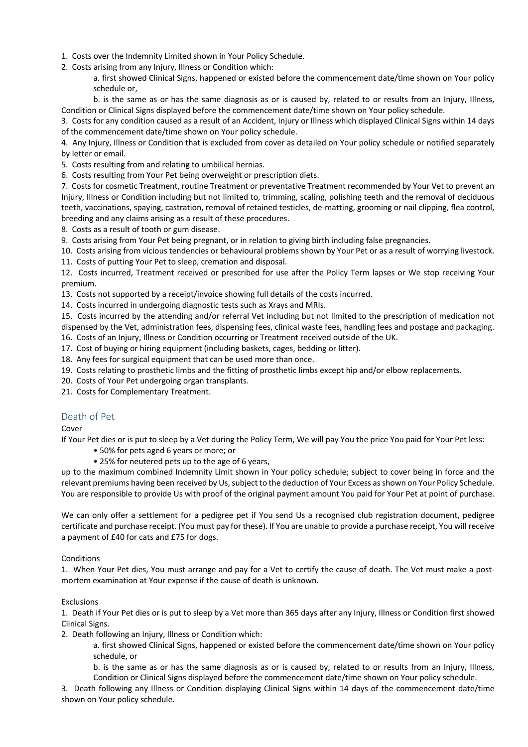1. Costs over the Indemnity Limited shown in Your Policy Schedule.
2. Costs arising from any Injury, Illness or Condition which:
   a. first showed Clinical Signs, happened or existed before the commencement date/time shown on Your policy schedule or,
   b. is the same as or has the same diagnosis as or is caused by, related to or results from an Injury, Illness, Condition or Clinical Signs displayed before the commencement date/time shown on Your policy schedule.
3. Costs for any condition caused as a result of an Accident, Injury or Illness which displayed Clinical Signs within 14 days of the commencement date/time shown on Your policy schedule.
4. Any Injury, Illness or Condition that is excluded from cover as detailed on Your policy schedule or notified separately by letter or email.
5. Costs resulting from and relating to umbilical hernias.
6. Costs resulting from Your Pet being overweight or prescription diets.
7. Costs for cosmetic Treatment, routine Treatment or preventative Treatment recommended by Your Vet to prevent an Injury, Illness or Condition including but not limited to, trimming, scaling, polishing teeth and the removal of deciduous teeth, vaccinations, spaying, castration, removal of retained testicles, de-matting, grooming or nail clipping, flea control, breeding and any claims arising as a result of these procedures.
8. Costs as a result of tooth or gum disease.
9. Costs arising from Your Pet being pregnant, or in relation to giving birth including false pregnancies.
10. Costs arising from vicious tendencies or behavioural problems shown by Your Pet or as a result of worrying livestock.
11. Costs of putting Your Pet to sleep, cremation and disposal.
12. Costs incurred, Treatment received or prescribed for use after the Policy Term lapses or We stop receiving Your premium.
13. Costs not supported by a receipt/invoice showing full details of the costs incurred.
14. Costs incurred in undergoing diagnostic tests such as Xrays and MRIs.
15. Costs incurred by the attending and/or referral Vet including but not limited to the prescription of medication not dispensed by the Vet, administration fees, dispensing fees, clinical waste fees, handling fees and postage and packaging.
16. Costs of an Injury, Illness or Condition occurring or Treatment received outside of the UK.
17. Cost of buying or hiring equipment (including baskets, cages, bedding or litter).
18. Any fees for surgical equipment that can be used more than once.
19. Costs relating to prosthetic limbs and the fitting of prosthetic limbs except hip and/or elbow replacements.
20. Costs of Your Pet undergoing organ transplants.
21. Costs for Complementary Treatment.

## Death of Pet

Cover

If Your Pet dies or is put to sleep by a Vet during the Policy Term, We will pay You the price You paid for Your Pet less:

- 50% for pets aged 6 years or more; or
- 25% for neutered pets up to the age of 6 years,

up to the maximum combined Indemnity Limit shown in Your policy schedule; subject to cover being in force and the relevant premiums having been received by Us, subject to the deduction of Your Excess as shown on Your Policy Schedule. You are responsible to provide Us with proof of the original payment amount You paid for Your Pet at point of purchase.

We can only offer a settlement for a pedigree pet if You send Us a recognised club registration document, pedigree certificate and purchase receipt. (You must pay for these). If You are unable to provide a purchase receipt, You will receive a payment of £40 for cats and £75 for dogs.

Conditions

1. When Your Pet dies, You must arrange and pay for a Vet to certify the cause of death. The Vet must make a post-mortem examination at Your expense if the cause of death is unknown.

Exclusions

1. Death if Your Pet dies or is put to sleep by a Vet more than 365 days after any Injury, Illness or Condition first showed Clinical Signs.
2. Death following an Injury, Illness or Condition which:
   a. first showed Clinical Signs, happened or existed before the commencement date/time shown on Your policy schedule, or
   b. is the same as or has the same diagnosis as or is caused by, related to or results from an Injury, Illness, Condition or Clinical Signs displayed before the commencement date/time shown on Your policy schedule.
3. Death following any Illness or Condition displaying Clinical Signs within 14 days of the commencement date/time shown on Your policy schedule.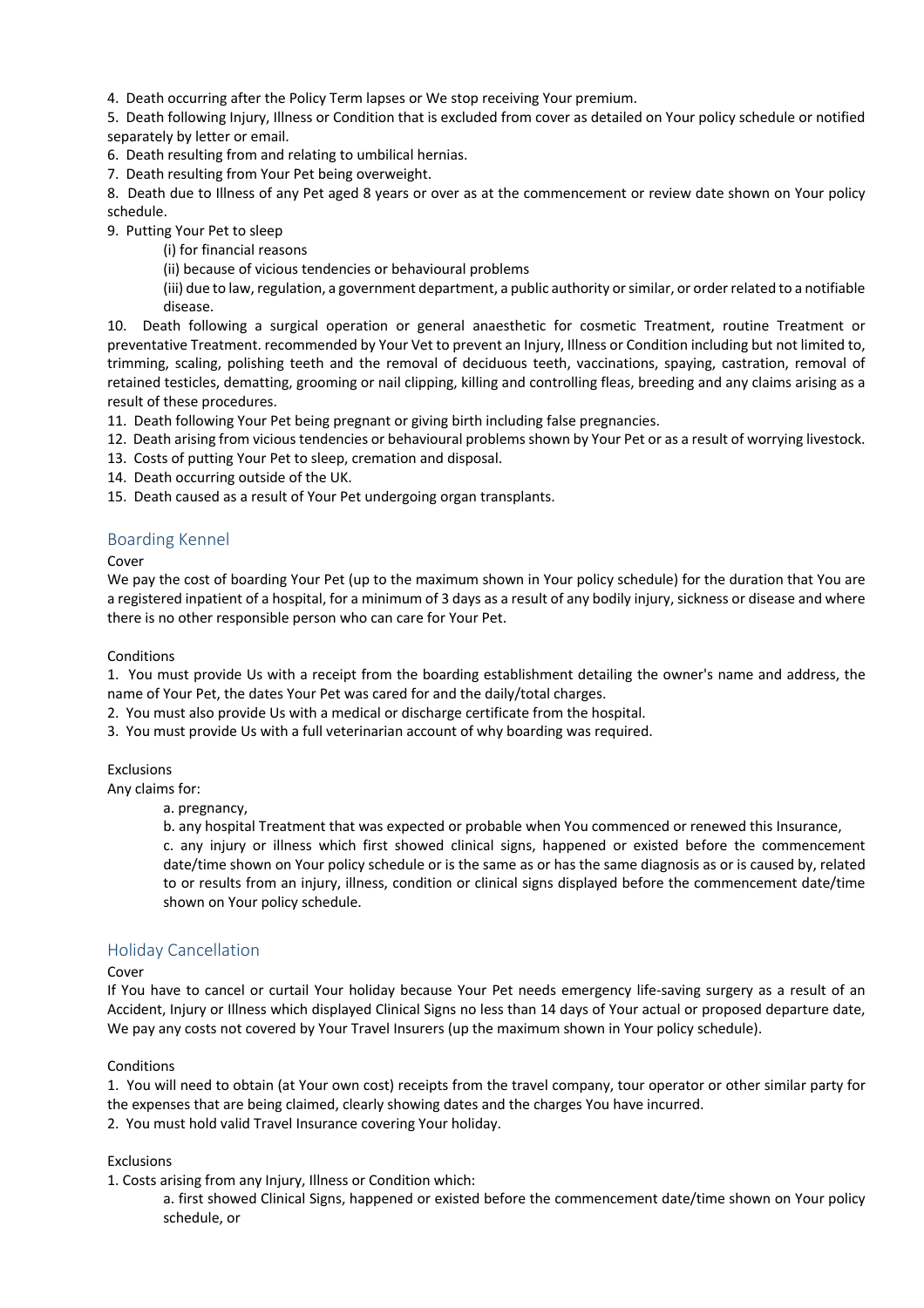4. Death occurring after the Policy Term lapses or We stop receiving Your premium.
5. Death following Injury, Illness or Condition that is excluded from cover as detailed on Your policy schedule or notified separately by letter or email.
6. Death resulting from and relating to umbilical hernias.
7. Death resulting from Your Pet being overweight.
8. Death due to Illness of any Pet aged 8 years or over as at the commencement or review date shown on Your policy schedule.
9. Putting Your Pet to sleep
   (i) for financial reasons
   (ii) because of vicious tendencies or behavioural problems
   (iii) due to law, regulation, a government department, a public authority or similar, or order related to a notifiable disease.
10. Death following a surgical operation or general anaesthetic for cosmetic Treatment, routine Treatment or preventative Treatment. recommended by Your Vet to prevent an Injury, Illness or Condition including but not limited to, trimming, scaling, polishing teeth and the removal of deciduous teeth, vaccinations, spaying, castration, removal of retained testicles, dematting, grooming or nail clipping, killing and controlling fleas, breeding and any claims arising as a result of these procedures.
11. Death following Your Pet being pregnant or giving birth including false pregnancies.
12. Death arising from vicious tendencies or behavioural problems shown by Your Pet or as a result of worrying livestock.
13. Costs of putting Your Pet to sleep, cremation and disposal.
14. Death occurring outside of the UK.
15. Death caused as a result of Your Pet undergoing organ transplants.

## Boarding Kennel

Cover

We pay the cost of boarding Your Pet (up to the maximum shown in Your policy schedule) for the duration that You are a registered inpatient of a hospital, for a minimum of 3 days as a result of any bodily injury, sickness or disease and where there is no other responsible person who can care for Your Pet.

Conditions

1. You must provide Us with a receipt from the boarding establishment detailing the owner's name and address, the name of Your Pet, the dates Your Pet was cared for and the daily/total charges.
2. You must also provide Us with a medical or discharge certificate from the hospital.
3. You must provide Us with a full veterinarian account of why boarding was required.

Exclusions

Any claims for:

a. pregnancy,

b. any hospital Treatment that was expected or probable when You commenced or renewed this Insurance,

c. any injury or illness which first showed clinical signs, happened or existed before the commencement date/time shown on Your policy schedule or is the same as or has the same diagnosis as or is caused by, related to or results from an injury, illness, condition or clinical signs displayed before the commencement date/time shown on Your policy schedule.

## Holiday Cancellation

Cover

If You have to cancel or curtail Your holiday because Your Pet needs emergency life-saving surgery as a result of an Accident, Injury or Illness which displayed Clinical Signs no less than 14 days of Your actual or proposed departure date, We pay any costs not covered by Your Travel Insurers (up the maximum shown in Your policy schedule).

Conditions

1. You will need to obtain (at Your own cost) receipts from the travel company, tour operator or other similar party for the expenses that are being claimed, clearly showing dates and the charges You have incurred.
2. You must hold valid Travel Insurance covering Your holiday.

Exclusions

1. Costs arising from any Injury, Illness or Condition which:

   a. first showed Clinical Signs, happened or existed before the commencement date/time shown on Your policy schedule, or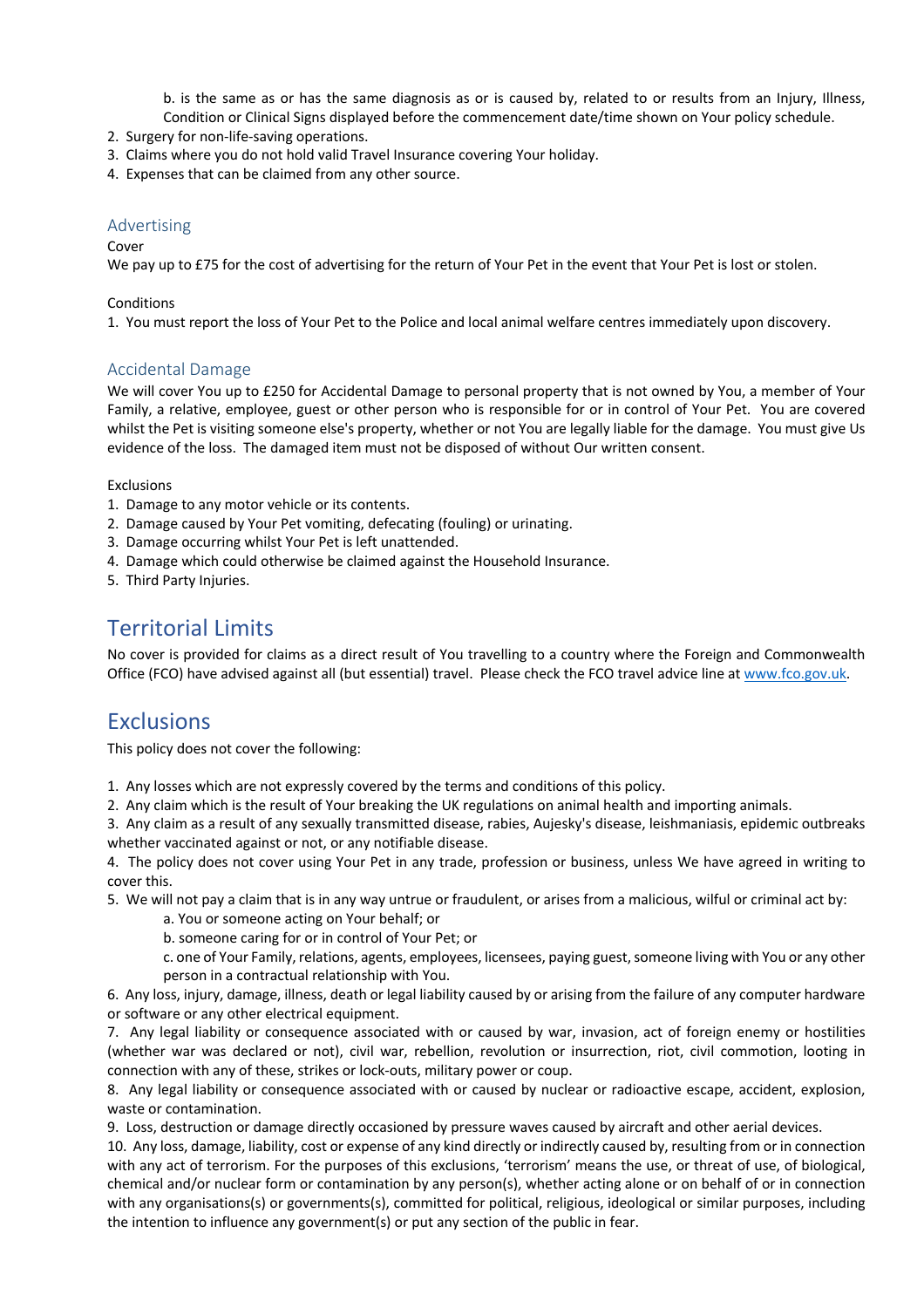b. is the same as or has the same diagnosis as or is caused by, related to or results from an Injury, Illness, Condition or Clinical Signs displayed before the commencement date/time shown on Your policy schedule.

2. Surgery for non-life-saving operations.
3. Claims where you do not hold valid Travel Insurance covering Your holiday.
4. Expenses that can be claimed from any other source.

### Advertising

Cover

We pay up to £75 for the cost of advertising for the return of Your Pet in the event that Your Pet is lost or stolen.

Conditions

1. You must report the loss of Your Pet to the Police and local animal welfare centres immediately upon discovery.

### Accidental Damage

We will cover You up to £250 for Accidental Damage to personal property that is not owned by You, a member of Your Family, a relative, employee, guest or other person who is responsible for or in control of Your Pet. You are covered whilst the Pet is visiting someone else's property, whether or not You are legally liable for the damage. You must give Us evidence of the loss. The damaged item must not be disposed of without Our written consent.

Exclusions

1. Damage to any motor vehicle or its contents.
2. Damage caused by Your Pet vomiting, defecating (fouling) or urinating.
3. Damage occurring whilst Your Pet is left unattended.
4. Damage which could otherwise be claimed against the Household Insurance.
5. Third Party Injuries.

## Territorial Limits

No cover is provided for claims as a direct result of You travelling to a country where the Foreign and Commonwealth Office (FCO) have advised against all (but essential) travel. Please check the FCO travel advice line at www.fco.gov.uk.

## Exclusions

This policy does not cover the following:

1. Any losses which are not expressly covered by the terms and conditions of this policy.
2. Any claim which is the result of Your breaking the UK regulations on animal health and importing animals.
3. Any claim as a result of any sexually transmitted disease, rabies, Aujesky's disease, leishmaniasis, epidemic outbreaks whether vaccinated against or not, or any notifiable disease.
4. The policy does not cover using Your Pet in any trade, profession or business, unless We have agreed in writing to cover this.
5. We will not pay a claim that is in any way untrue or fraudulent, or arises from a malicious, wilful or criminal act by:
   a. You or someone acting on Your behalf; or
   b. someone caring for or in control of Your Pet; or
   c. one of Your Family, relations, agents, employees, licensees, paying guest, someone living with You or any other person in a contractual relationship with You.
6. Any loss, injury, damage, illness, death or legal liability caused by or arising from the failure of any computer hardware or software or any other electrical equipment.
7. Any legal liability or consequence associated with or caused by war, invasion, act of foreign enemy or hostilities (whether war was declared or not), civil war, rebellion, revolution or insurrection, riot, civil commotion, looting in connection with any of these, strikes or lock-outs, military power or coup.
8. Any legal liability or consequence associated with or caused by nuclear or radioactive escape, accident, explosion, waste or contamination.
9. Loss, destruction or damage directly occasioned by pressure waves caused by aircraft and other aerial devices.
10. Any loss, damage, liability, cost or expense of any kind directly or indirectly caused by, resulting from or in connection with any act of terrorism. For the purposes of this exclusions, 'terrorism' means the use, or threat of use, of biological, chemical and/or nuclear form or contamination by any person(s), whether acting alone or on behalf of or in connection with any organisations(s) or governments(s), committed for political, religious, ideological or similar purposes, including the intention to influence any government(s) or put any section of the public in fear.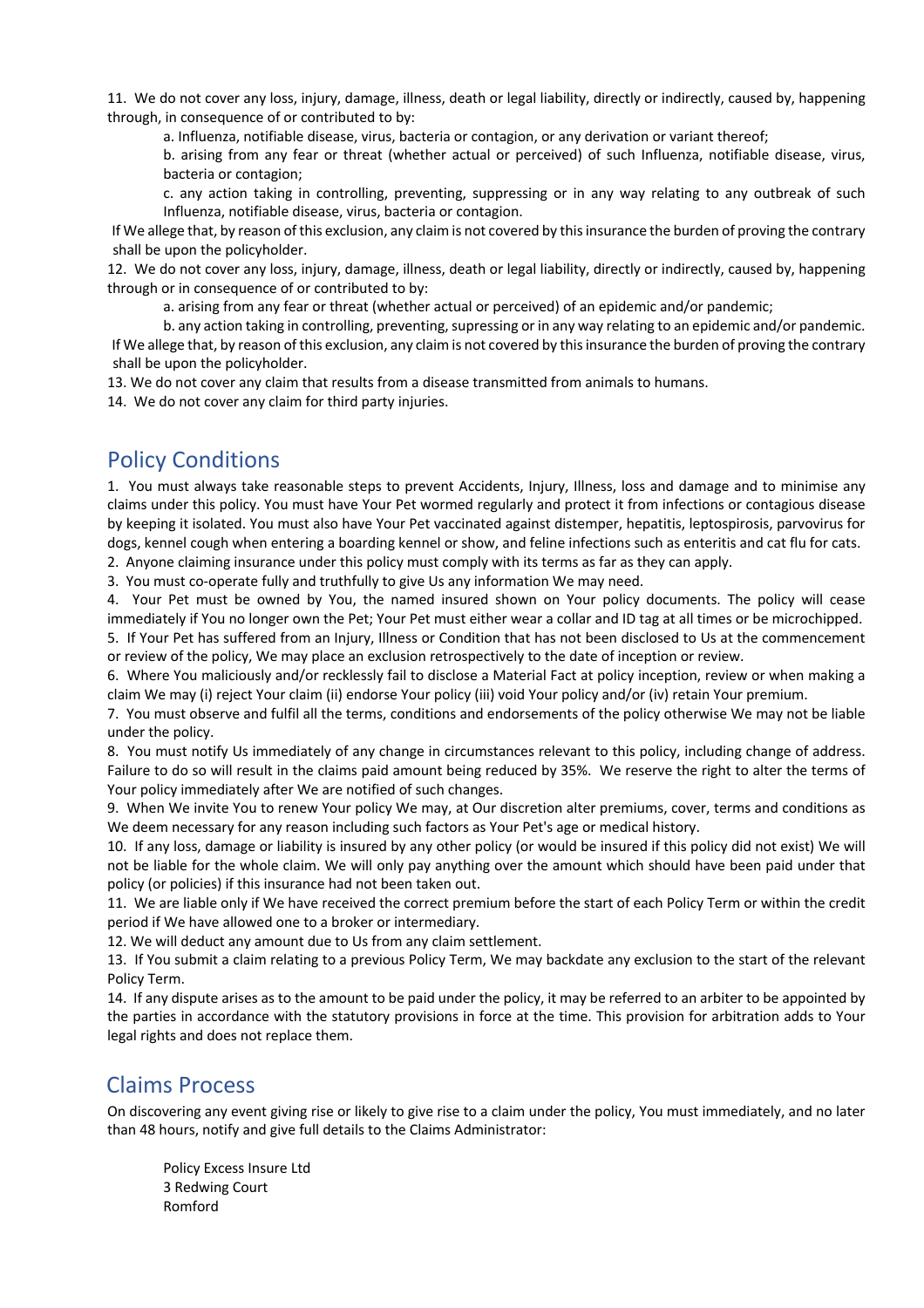11. We do not cover any loss, injury, damage, illness, death or legal liability, directly or indirectly, caused by, happening through, in consequence of or contributed to by:

   a. Influenza, notifiable disease, virus, bacteria or contagion, or any derivation or variant thereof;

   b. arising from any fear or threat (whether actual or perceived) of such Influenza, notifiable disease, virus, bacteria or contagion;

   c. any action taking in controlling, preventing, suppressing or in any way relating to any outbreak of such Influenza, notifiable disease, virus, bacteria or contagion.

   If We allege that, by reason of this exclusion, any claim is not covered by this insurance the burden of proving the contrary shall be upon the policyholder.

12. We do not cover any loss, injury, damage, illness, death or legal liability, directly or indirectly, caused by, happening through or in consequence of or contributed to by:

   a. arising from any fear or threat (whether actual or perceived) of an epidemic and/or pandemic;

   b. any action taking in controlling, preventing, supressing or in any way relating to an epidemic and/or pandemic.

   If We allege that, by reason of this exclusion, any claim is not covered by this insurance the burden of proving the contrary shall be upon the policyholder.

13. We do not cover any claim that results from a disease transmitted from animals to humans.

14. We do not cover any claim for third party injuries.

## Policy Conditions

1. You must always take reasonable steps to prevent Accidents, Injury, Illness, loss and damage and to minimise any claims under this policy. You must have Your Pet wormed regularly and protect it from infections or contagious disease by keeping it isolated. You must also have Your Pet vaccinated against distemper, hepatitis, leptospirosis, parvovirus for dogs, kennel cough when entering a boarding kennel or show, and feline infections such as enteritis and cat flu for cats.
2. Anyone claiming insurance under this policy must comply with its terms as far as they can apply.
3. You must co-operate fully and truthfully to give Us any information We may need.
4. Your Pet must be owned by You, the named insured shown on Your policy documents. The policy will cease immediately if You no longer own the Pet; Your Pet must either wear a collar and ID tag at all times or be microchipped.
5. If Your Pet has suffered from an Injury, Illness or Condition that has not been disclosed to Us at the commencement or review of the policy, We may place an exclusion retrospectively to the date of inception or review.
6. Where You maliciously and/or recklessly fail to disclose a Material Fact at policy inception, review or when making a claim We may (i) reject Your claim (ii) endorse Your policy (iii) void Your policy and/or (iv) retain Your premium.
7. You must observe and fulfil all the terms, conditions and endorsements of the policy otherwise We may not be liable under the policy.
8. You must notify Us immediately of any change in circumstances relevant to this policy, including change of address. Failure to do so will result in the claims paid amount being reduced by 35%. We reserve the right to alter the terms of Your policy immediately after We are notified of such changes.
9. When We invite You to renew Your policy We may, at Our discretion alter premiums, cover, terms and conditions as We deem necessary for any reason including such factors as Your Pet's age or medical history.
10. If any loss, damage or liability is insured by any other policy (or would be insured if this policy did not exist) We will not be liable for the whole claim. We will only pay anything over the amount which should have been paid under that policy (or policies) if this insurance had not been taken out.
11. We are liable only if We have received the correct premium before the start of each Policy Term or within the credit period if We have allowed one to a broker or intermediary.
12. We will deduct any amount due to Us from any claim settlement.
13. If You submit a claim relating to a previous Policy Term, We may backdate any exclusion to the start of the relevant Policy Term.
14. If any dispute arises as to the amount to be paid under the policy, it may be referred to an arbiter to be appointed by the parties in accordance with the statutory provisions in force at the time. This provision for arbitration adds to Your legal rights and does not replace them.

## Claims Process

On discovering any event giving rise or likely to give rise to a claim under the policy, You must immediately, and no later than 48 hours, notify and give full details to the Claims Administrator:

Policy Excess Insure Ltd
3 Redwing Court
Romford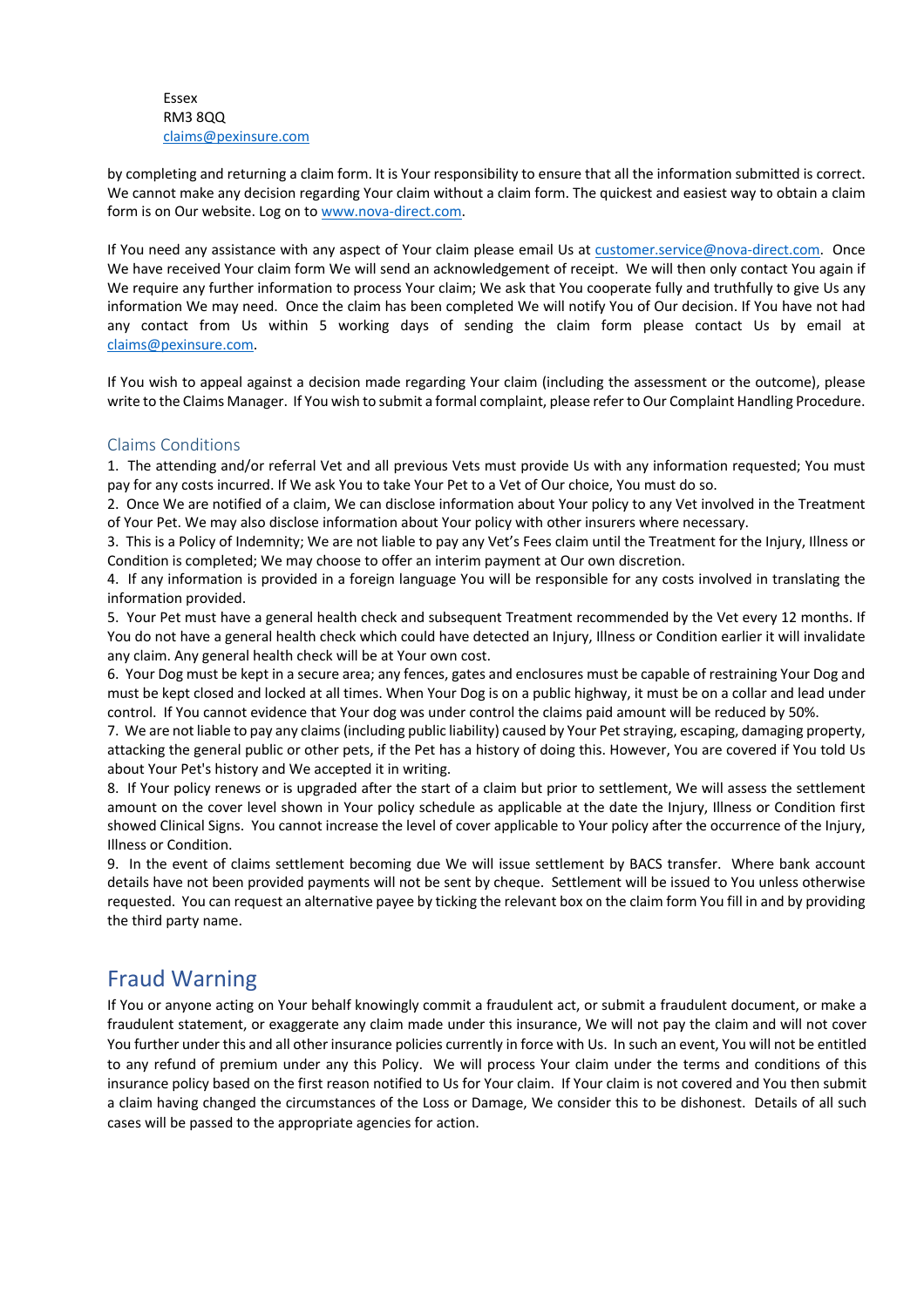Essex
RM3 8QQ
claims@pexinsure.com

by completing and returning a claim form. It is Your responsibility to ensure that all the information submitted is correct. We cannot make any decision regarding Your claim without a claim form. The quickest and easiest way to obtain a claim form is on Our website. Log on to www.nova-direct.com.

If You need any assistance with any aspect of Your claim please email Us at customer.service@nova-direct.com. Once We have received Your claim form We will send an acknowledgement of receipt. We will then only contact You again if We require any further information to process Your claim; We ask that You cooperate fully and truthfully to give Us any information We may need. Once the claim has been completed We will notify You of Our decision. If You have not had any contact from Us within 5 working days of sending the claim form please contact Us by email at claims@pexinsure.com.

If You wish to appeal against a decision made regarding Your claim (including the assessment or the outcome), please write to the Claims Manager. If You wish to submit a formal complaint, please refer to Our Complaint Handling Procedure.

### Claims Conditions

1. The attending and/or referral Vet and all previous Vets must provide Us with any information requested; You must pay for any costs incurred. If We ask You to take Your Pet to a Vet of Our choice, You must do so.
2. Once We are notified of a claim, We can disclose information about Your policy to any Vet involved in the Treatment of Your Pet. We may also disclose information about Your policy with other insurers where necessary.
3. This is a Policy of Indemnity; We are not liable to pay any Vet's Fees claim until the Treatment for the Injury, Illness or Condition is completed; We may choose to offer an interim payment at Our own discretion.
4. If any information is provided in a foreign language You will be responsible for any costs involved in translating the information provided.
5. Your Pet must have a general health check and subsequent Treatment recommended by the Vet every 12 months. If You do not have a general health check which could have detected an Injury, Illness or Condition earlier it will invalidate any claim. Any general health check will be at Your own cost.
6. Your Dog must be kept in a secure area; any fences, gates and enclosures must be capable of restraining Your Dog and must be kept closed and locked at all times. When Your Dog is on a public highway, it must be on a collar and lead under control. If You cannot evidence that Your dog was under control the claims paid amount will be reduced by 50%.
7. We are not liable to pay any claims (including public liability) caused by Your Pet straying, escaping, damaging property, attacking the general public or other pets, if the Pet has a history of doing this. However, You are covered if You told Us about Your Pet's history and We accepted it in writing.
8. If Your policy renews or is upgraded after the start of a claim but prior to settlement, We will assess the settlement amount on the cover level shown in Your policy schedule as applicable at the date the Injury, Illness or Condition first showed Clinical Signs. You cannot increase the level of cover applicable to Your policy after the occurrence of the Injury, Illness or Condition.
9. In the event of claims settlement becoming due We will issue settlement by BACS transfer. Where bank account details have not been provided payments will not be sent by cheque. Settlement will be issued to You unless otherwise requested. You can request an alternative payee by ticking the relevant box on the claim form You fill in and by providing the third party name.

## Fraud Warning

If You or anyone acting on Your behalf knowingly commit a fraudulent act, or submit a fraudulent document, or make a fraudulent statement, or exaggerate any claim made under this insurance, We will not pay the claim and will not cover You further under this and all other insurance policies currently in force with Us. In such an event, You will not be entitled to any refund of premium under any this Policy. We will process Your claim under the terms and conditions of this insurance policy based on the first reason notified to Us for Your claim. If Your claim is not covered and You then submit a claim having changed the circumstances of the Loss or Damage, We consider this to be dishonest. Details of all such cases will be passed to the appropriate agencies for action.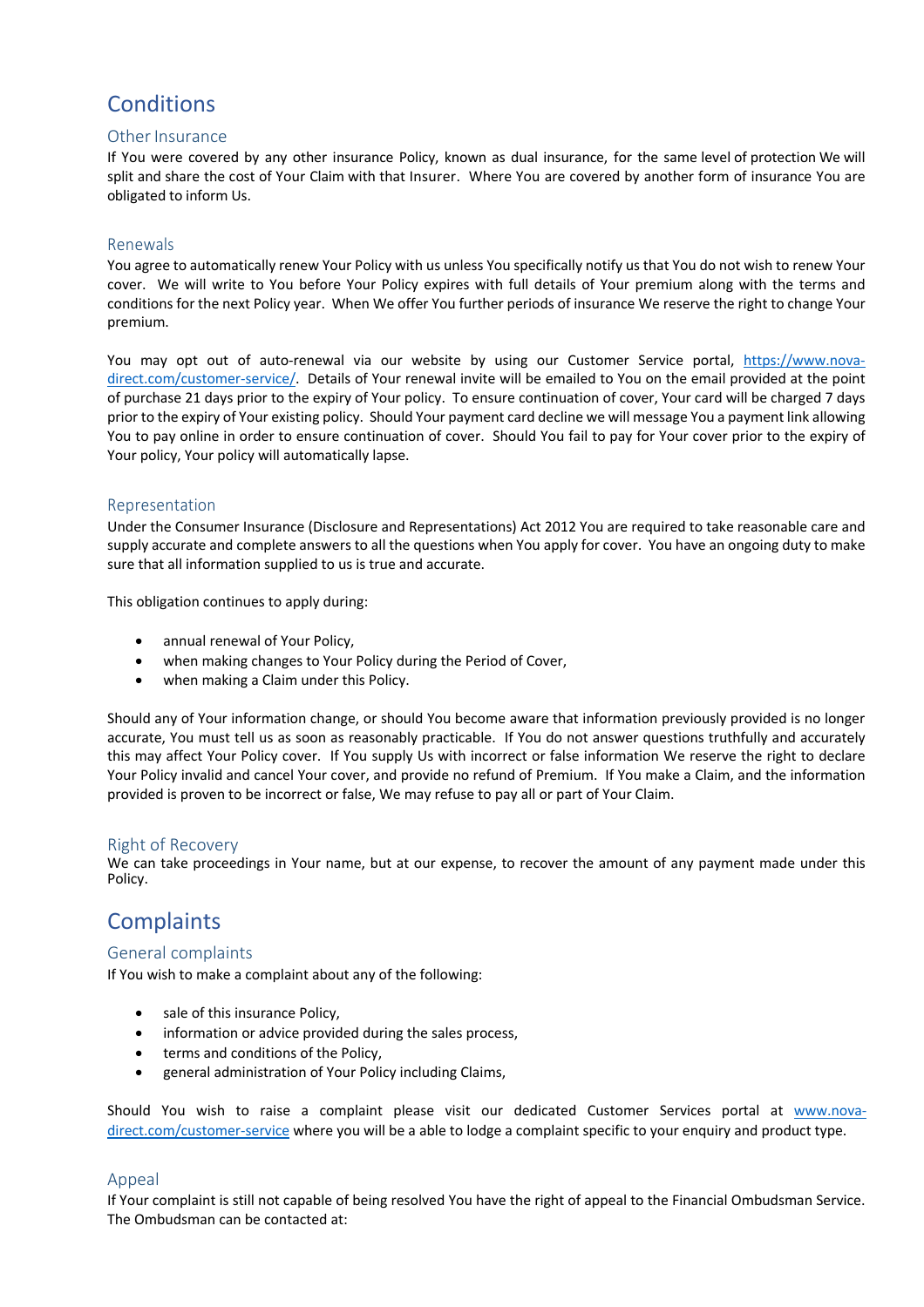# Conditions

## Other Insurance

If You were covered by any other insurance Policy, known as dual insurance, for the same level of protection We will split and share the cost of Your Claim with that Insurer. Where You are covered by another form of insurance You are obligated to inform Us.

## Renewals

You agree to automatically renew Your Policy with us unless You specifically notify us that You do not wish to renew Your cover. We will write to You before Your Policy expires with full details of Your premium along with the terms and conditions for the next Policy year. When We offer You further periods of insurance We reserve the right to change Your premium.

You may opt out of auto-renewal via our website by using our Customer Service portal, https://www.nova-direct.com/customer-service/. Details of Your renewal invite will be emailed to You on the email provided at the point of purchase 21 days prior to the expiry of Your policy. To ensure continuation of cover, Your card will be charged 7 days prior to the expiry of Your existing policy. Should Your payment card decline we will message You a payment link allowing You to pay online in order to ensure continuation of cover. Should You fail to pay for Your cover prior to the expiry of Your policy, Your policy will automatically lapse.

## Representation

Under the Consumer Insurance (Disclosure and Representations) Act 2012 You are required to take reasonable care and supply accurate and complete answers to all the questions when You apply for cover. You have an ongoing duty to make sure that all information supplied to us is true and accurate.

This obligation continues to apply during:

- annual renewal of Your Policy,
- when making changes to Your Policy during the Period of Cover,
- when making a Claim under this Policy.

Should any of Your information change, or should You become aware that information previously provided is no longer accurate, You must tell us as soon as reasonably practicable. If You do not answer questions truthfully and accurately this may affect Your Policy cover. If You supply Us with incorrect or false information We reserve the right to declare Your Policy invalid and cancel Your cover, and provide no refund of Premium. If You make a Claim, and the information provided is proven to be incorrect or false, We may refuse to pay all or part of Your Claim.

## Right of Recovery

We can take proceedings in Your name, but at our expense, to recover the amount of any payment made under this Policy.

# Complaints

## General complaints

If You wish to make a complaint about any of the following:

- sale of this insurance Policy,
- information or advice provided during the sales process,
- terms and conditions of the Policy,
- general administration of Your Policy including Claims,

Should You wish to raise a complaint please visit our dedicated Customer Services portal at www.nova-direct.com/customer-service where you will be a able to lodge a complaint specific to your enquiry and product type.

## Appeal

If Your complaint is still not capable of being resolved You have the right of appeal to the Financial Ombudsman Service. The Ombudsman can be contacted at: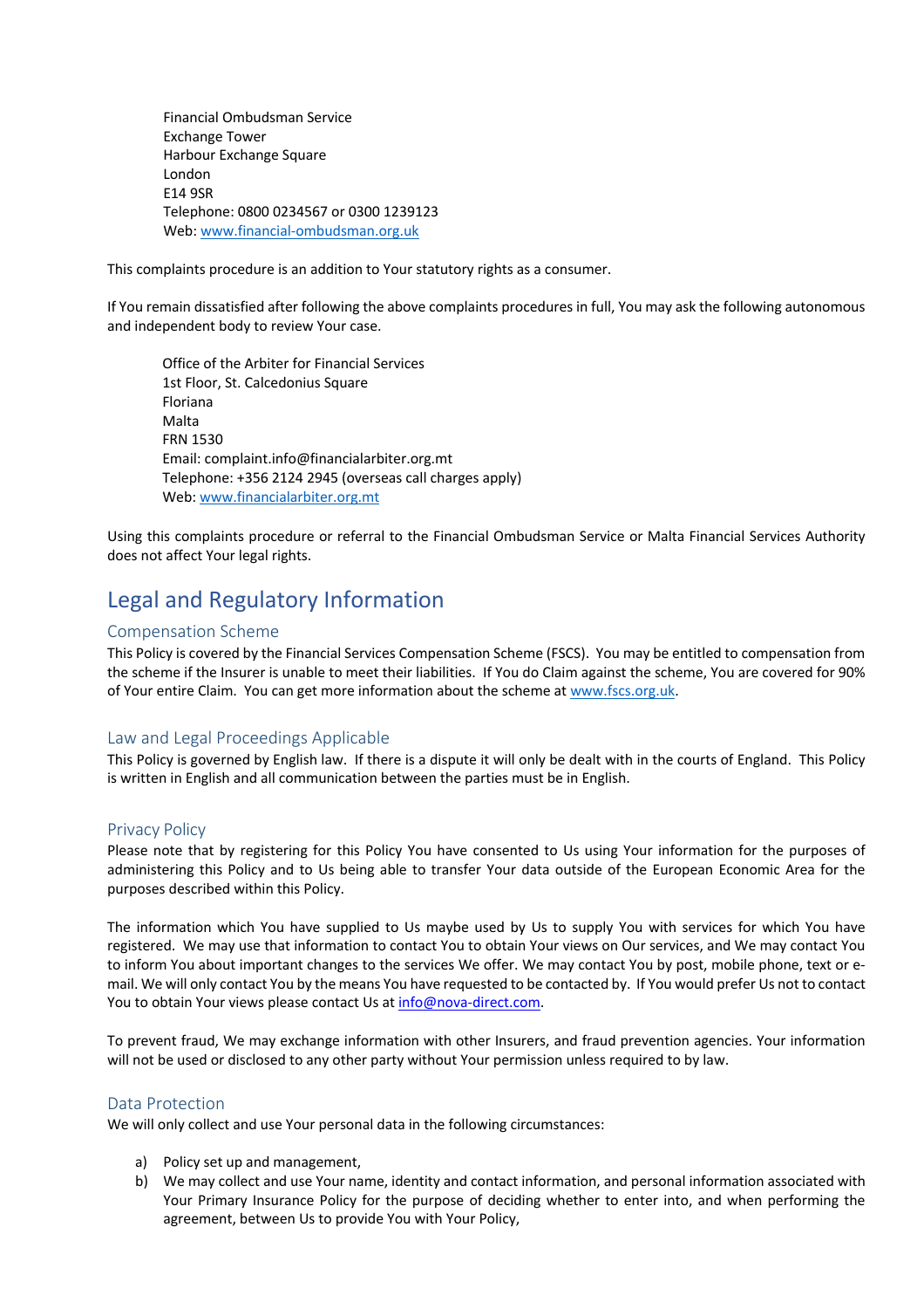Financial Ombudsman Service
Exchange Tower
Harbour Exchange Square
London
E14 9SR
Telephone: 0800 0234567 or 0300 1239123
Web: www.financial-ombudsman.org.uk

This complaints procedure is an addition to Your statutory rights as a consumer.

If You remain dissatisfied after following the above complaints procedures in full, You may ask the following autonomous and independent body to review Your case.

Office of the Arbiter for Financial Services
1st Floor, St. Calcedonius Square
Floriana
Malta
FRN 1530
Email: complaint.info@financialarbiter.org.mt
Telephone: +356 2124 2945 (overseas call charges apply)
Web: www.financialarbiter.org.mt

Using this complaints procedure or referral to the Financial Ombudsman Service or Malta Financial Services Authority does not affect Your legal rights.

# Legal and Regulatory Information

## Compensation Scheme

This Policy is covered by the Financial Services Compensation Scheme (FSCS). You may be entitled to compensation from the scheme if the Insurer is unable to meet their liabilities. If You do Claim against the scheme, You are covered for 90% of Your entire Claim. You can get more information about the scheme at www.fscs.org.uk.

## Law and Legal Proceedings Applicable

This Policy is governed by English law. If there is a dispute it will only be dealt with in the courts of England. This Policy is written in English and all communication between the parties must be in English.

## Privacy Policy

Please note that by registering for this Policy You have consented to Us using Your information for the purposes of administering this Policy and to Us being able to transfer Your data outside of the European Economic Area for the purposes described within this Policy.

The information which You have supplied to Us maybe used by Us to supply You with services for which You have registered. We may use that information to contact You to obtain Your views on Our services, and We may contact You to inform You about important changes to the services We offer. We may contact You by post, mobile phone, text or e-mail. We will only contact You by the means You have requested to be contacted by. If You would prefer Us not to contact You to obtain Your views please contact Us at info@nova-direct.com.

To prevent fraud, We may exchange information with other Insurers, and fraud prevention agencies. Your information will not be used or disclosed to any other party without Your permission unless required to by law.

## Data Protection

We will only collect and use Your personal data in the following circumstances:

a) Policy set up and management,
b) We may collect and use Your name, identity and contact information, and personal information associated with Your Primary Insurance Policy for the purpose of deciding whether to enter into, and when performing the agreement, between Us to provide You with Your Policy,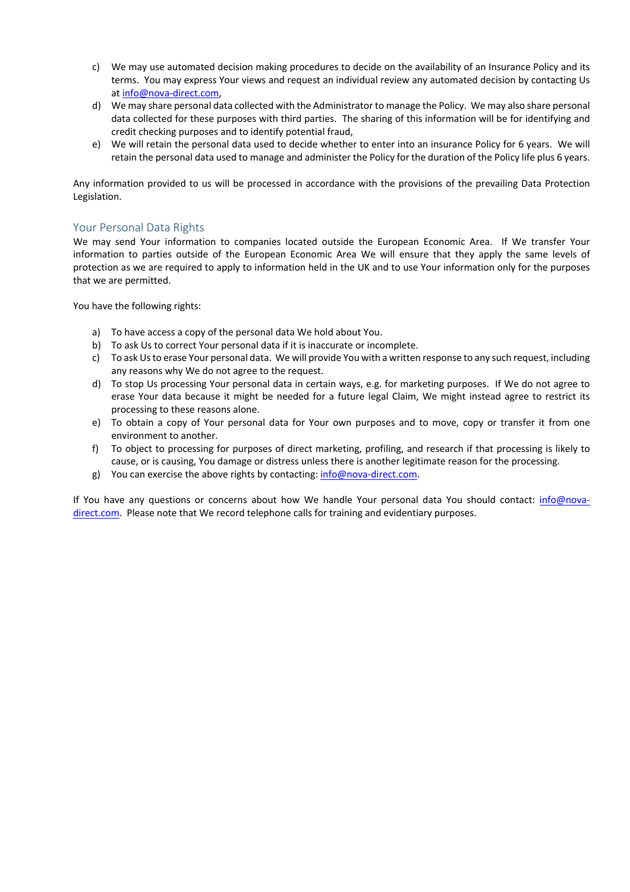c) We may use automated decision making procedures to decide on the availability of an Insurance Policy and its terms. You may express Your views and request an individual review any automated decision by contacting Us at info@nova-direct.com,
d) We may share personal data collected with the Administrator to manage the Policy. We may also share personal data collected for these purposes with third parties. The sharing of this information will be for identifying and credit checking purposes and to identify potential fraud,
e) We will retain the personal data used to decide whether to enter into an insurance Policy for 6 years. We will retain the personal data used to manage and administer the Policy for the duration of the Policy life plus 6 years.

Any information provided to us will be processed in accordance with the provisions of the prevailing Data Protection Legislation.

## Your Personal Data Rights

We may send Your information to companies located outside the European Economic Area. If We transfer Your information to parties outside of the European Economic Area We will ensure that they apply the same levels of protection as we are required to apply to information held in the UK and to use Your information only for the purposes that we are permitted.

You have the following rights:

a) To have access a copy of the personal data We hold about You.
b) To ask Us to correct Your personal data if it is inaccurate or incomplete.
c) To ask Us to erase Your personal data. We will provide You with a written response to any such request, including any reasons why We do not agree to the request.
d) To stop Us processing Your personal data in certain ways, e.g. for marketing purposes. If We do not agree to erase Your data because it might be needed for a future legal Claim, We might instead agree to restrict its processing to these reasons alone.
e) To obtain a copy of Your personal data for Your own purposes and to move, copy or transfer it from one environment to another.
f) To object to processing for purposes of direct marketing, profiling, and research if that processing is likely to cause, or is causing, You damage or distress unless there is another legitimate reason for the processing.
g) You can exercise the above rights by contacting: info@nova-direct.com.

If You have any questions or concerns about how We handle Your personal data You should contact: info@nova-direct.com. Please note that We record telephone calls for training and evidentiary purposes.